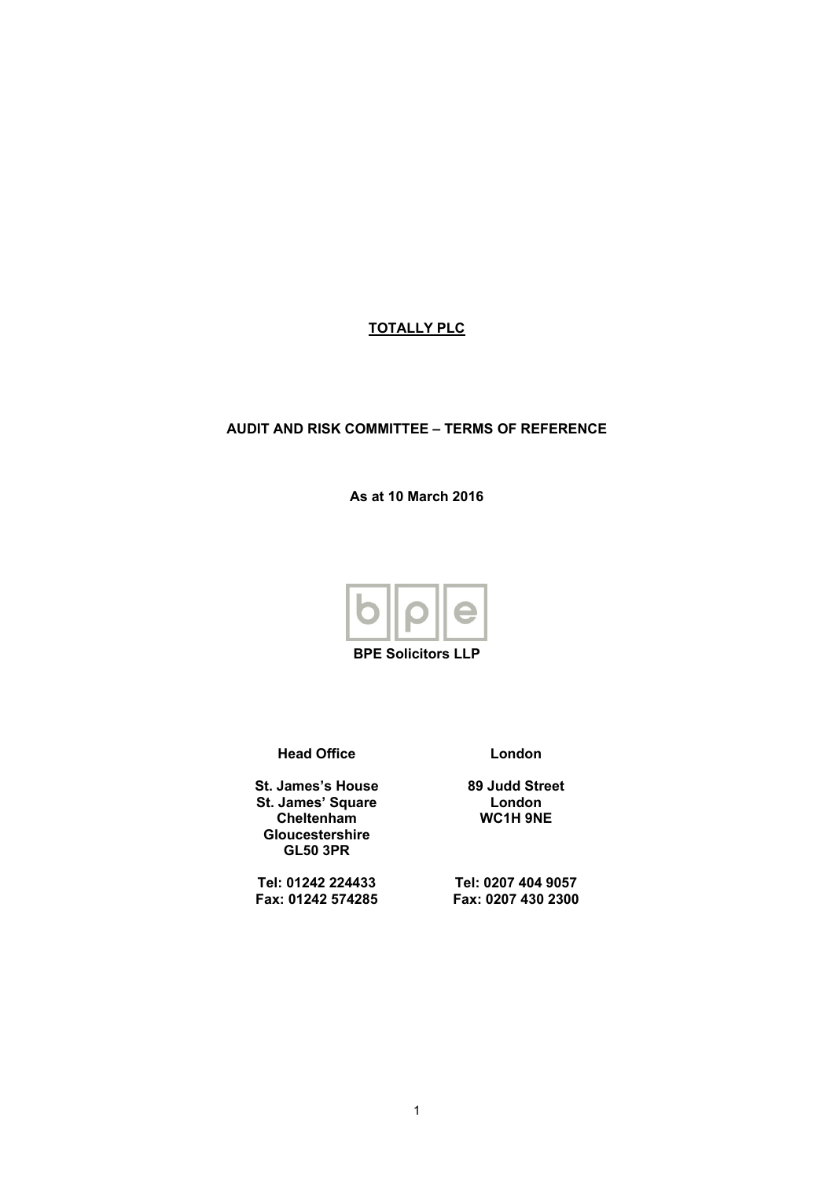**TOTALLY PLC**

**AUDIT AND RISK COMMITTEE – TERMS OF REFERENCE**

**As at 10 March 2016**

**BPE Solicitors LLP**

| **Head Office** | **London** |
|---|---|
| **St. James's House** | **89 Judd Street** |
| **St. James' Square** | **London** |
| **Cheltenham** | **WC1H 9NE** |
| **Gloucestershire** | |
| **GL50 3PR** | |
| **Tel: 01242 224433** | **Tel: 0207 404 9057** |
| **Fax: 01242 574285** | **Fax: 0207 430 2300** |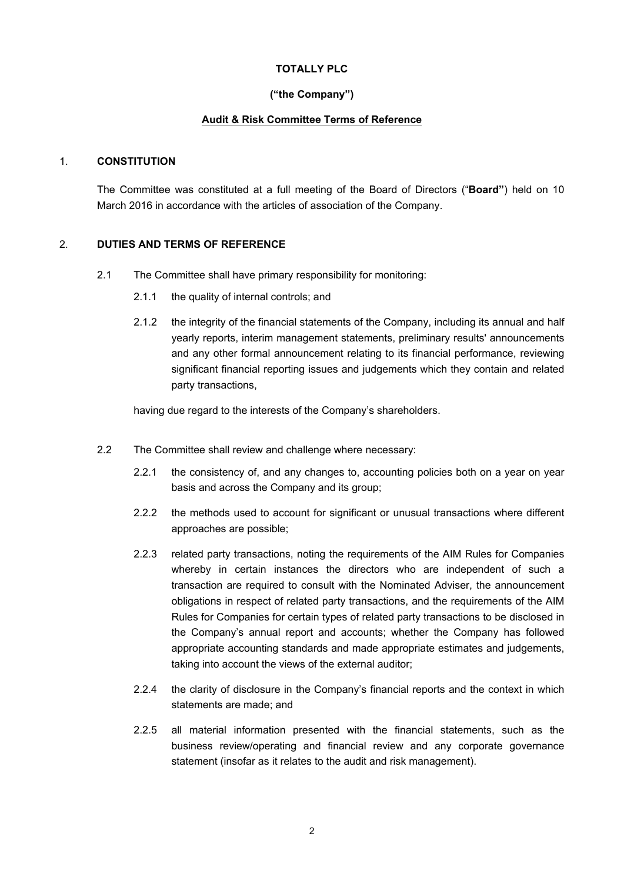**TOTALLY PLC**

**("the Company")**

**Audit & Risk Committee Terms of Reference**

## 1. CONSTITUTION

The Committee was constituted at a full meeting of the Board of Directors ("**Board"**) held on 10 March 2016 in accordance with the articles of association of the Company.

## 2. DUTIES AND TERMS OF REFERENCE

2.1 The Committee shall have primary responsibility for monitoring:

2.1.1 the quality of internal controls; and

2.1.2 the integrity of the financial statements of the Company, including its annual and half yearly reports, interim management statements, preliminary results' announcements and any other formal announcement relating to its financial performance, reviewing significant financial reporting issues and judgements which they contain and related party transactions,

having due regard to the interests of the Company's shareholders.

2.2 The Committee shall review and challenge where necessary:

2.2.1 the consistency of, and any changes to, accounting policies both on a year on year basis and across the Company and its group;

2.2.2 the methods used to account for significant or unusual transactions where different approaches are possible;

2.2.3 related party transactions, noting the requirements of the AIM Rules for Companies whereby in certain instances the directors who are independent of such a transaction are required to consult with the Nominated Adviser, the announcement obligations in respect of related party transactions, and the requirements of the AIM Rules for Companies for certain types of related party transactions to be disclosed in the Company's annual report and accounts; whether the Company has followed appropriate accounting standards and made appropriate estimates and judgements, taking into account the views of the external auditor;

2.2.4 the clarity of disclosure in the Company's financial reports and the context in which statements are made; and

2.2.5 all material information presented with the financial statements, such as the business review/operating and financial review and any corporate governance statement (insofar as it relates to the audit and risk management).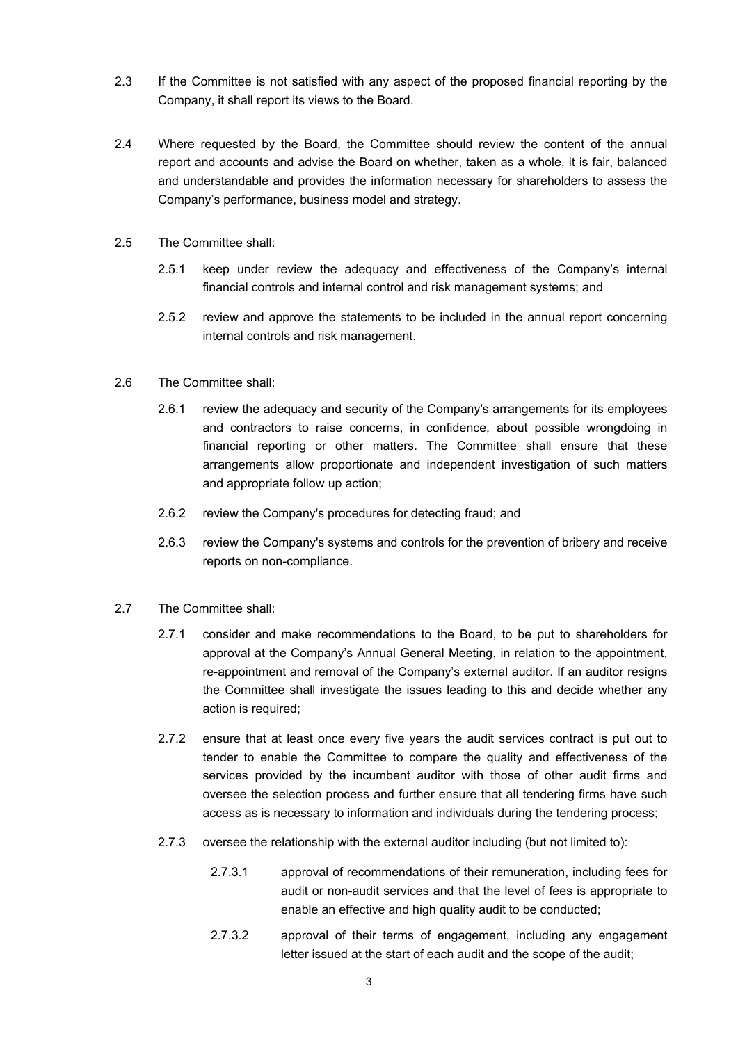2.3 If the Committee is not satisfied with any aspect of the proposed financial reporting by the Company, it shall report its views to the Board.

2.4 Where requested by the Board, the Committee should review the content of the annual report and accounts and advise the Board on whether, taken as a whole, it is fair, balanced and understandable and provides the information necessary for shareholders to assess the Company's performance, business model and strategy.

2.5 The Committee shall:

- 2.5.1 keep under review the adequacy and effectiveness of the Company's internal financial controls and internal control and risk management systems; and
- 2.5.2 review and approve the statements to be included in the annual report concerning internal controls and risk management.

2.6 The Committee shall:

- 2.6.1 review the adequacy and security of the Company's arrangements for its employees and contractors to raise concerns, in confidence, about possible wrongdoing in financial reporting or other matters. The Committee shall ensure that these arrangements allow proportionate and independent investigation of such matters and appropriate follow up action;
- 2.6.2 review the Company's procedures for detecting fraud; and
- 2.6.3 review the Company's systems and controls for the prevention of bribery and receive reports on non-compliance.

2.7 The Committee shall:

- 2.7.1 consider and make recommendations to the Board, to be put to shareholders for approval at the Company's Annual General Meeting, in relation to the appointment, re-appointment and removal of the Company's external auditor. If an auditor resigns the Committee shall investigate the issues leading to this and decide whether any action is required;
- 2.7.2 ensure that at least once every five years the audit services contract is put out to tender to enable the Committee to compare the quality and effectiveness of the services provided by the incumbent auditor with those of other audit firms and oversee the selection process and further ensure that all tendering firms have such access as is necessary to information and individuals during the tendering process;
- 2.7.3 oversee the relationship with the external auditor including (but not limited to):
  - 2.7.3.1 approval of recommendations of their remuneration, including fees for audit or non-audit services and that the level of fees is appropriate to enable an effective and high quality audit to be conducted;
  - 2.7.3.2 approval of their terms of engagement, including any engagement letter issued at the start of each audit and the scope of the audit;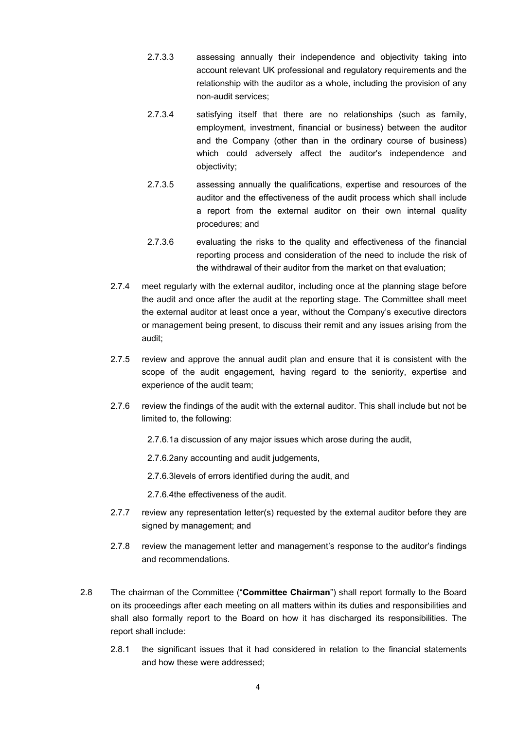2.7.3.3 assessing annually their independence and objectivity taking into account relevant UK professional and regulatory requirements and the relationship with the auditor as a whole, including the provision of any non-audit services;

2.7.3.4 satisfying itself that there are no relationships (such as family, employment, investment, financial or business) between the auditor and the Company (other than in the ordinary course of business) which could adversely affect the auditor's independence and objectivity;

2.7.3.5 assessing annually the qualifications, expertise and resources of the auditor and the effectiveness of the audit process which shall include a report from the external auditor on their own internal quality procedures; and

2.7.3.6 evaluating the risks to the quality and effectiveness of the financial reporting process and consideration of the need to include the risk of the withdrawal of their auditor from the market on that evaluation;

2.7.4 meet regularly with the external auditor, including once at the planning stage before the audit and once after the audit at the reporting stage. The Committee shall meet the external auditor at least once a year, without the Company's executive directors or management being present, to discuss their remit and any issues arising from the audit;

2.7.5 review and approve the annual audit plan and ensure that it is consistent with the scope of the audit engagement, having regard to the seniority, expertise and experience of the audit team;

2.7.6 review the findings of the audit with the external auditor. This shall include but not be limited to, the following:

2.7.6.1a discussion of any major issues which arose during the audit,

2.7.6.2any accounting and audit judgements,

2.7.6.3levels of errors identified during the audit, and

2.7.6.4the effectiveness of the audit.

2.7.7 review any representation letter(s) requested by the external auditor before they are signed by management; and

2.7.8 review the management letter and management's response to the auditor's findings and recommendations.

2.8 The chairman of the Committee ("**Committee Chairman**") shall report formally to the Board on its proceedings after each meeting on all matters within its duties and responsibilities and shall also formally report to the Board on how it has discharged its responsibilities. The report shall include:

2.8.1 the significant issues that it had considered in relation to the financial statements and how these were addressed;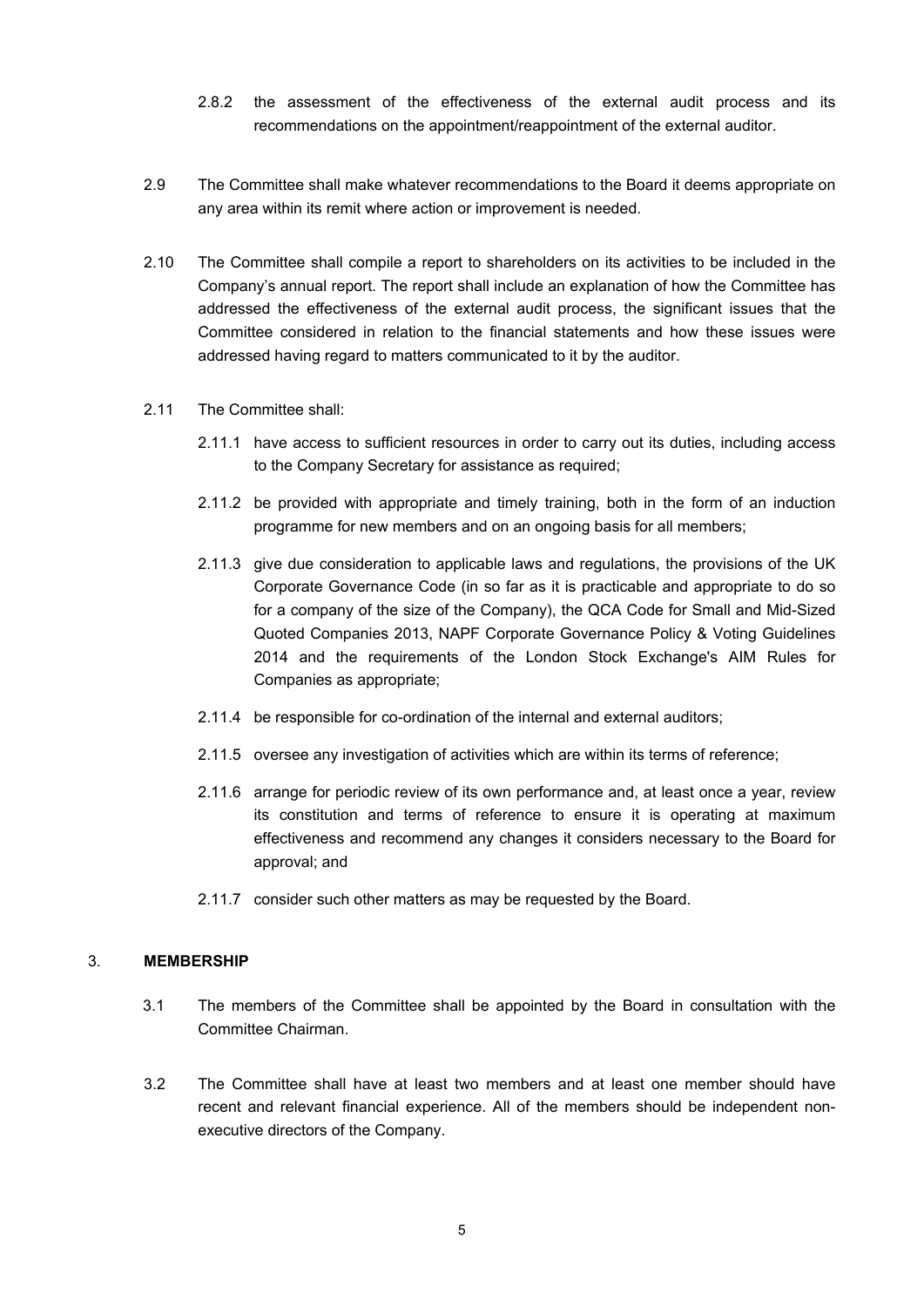2.8.2 the assessment of the effectiveness of the external audit process and its recommendations on the appointment/reappointment of the external auditor.

2.9 The Committee shall make whatever recommendations to the Board it deems appropriate on any area within its remit where action or improvement is needed.

2.10 The Committee shall compile a report to shareholders on its activities to be included in the Company's annual report. The report shall include an explanation of how the Committee has addressed the effectiveness of the external audit process, the significant issues that the Committee considered in relation to the financial statements and how these issues were addressed having regard to matters communicated to it by the auditor.

2.11 The Committee shall:

2.11.1 have access to sufficient resources in order to carry out its duties, including access to the Company Secretary for assistance as required;

2.11.2 be provided with appropriate and timely training, both in the form of an induction programme for new members and on an ongoing basis for all members;

2.11.3 give due consideration to applicable laws and regulations, the provisions of the UK Corporate Governance Code (in so far as it is practicable and appropriate to do so for a company of the size of the Company), the QCA Code for Small and Mid-Sized Quoted Companies 2013, NAPF Corporate Governance Policy & Voting Guidelines 2014 and the requirements of the London Stock Exchange's AIM Rules for Companies as appropriate;

2.11.4 be responsible for co-ordination of the internal and external auditors;

2.11.5 oversee any investigation of activities which are within its terms of reference;

2.11.6 arrange for periodic review of its own performance and, at least once a year, review its constitution and terms of reference to ensure it is operating at maximum effectiveness and recommend any changes it considers necessary to the Board for approval; and

2.11.7 consider such other matters as may be requested by the Board.

## 3. MEMBERSHIP

3.1 The members of the Committee shall be appointed by the Board in consultation with the Committee Chairman.

3.2 The Committee shall have at least two members and at least one member should have recent and relevant financial experience. All of the members should be independent non-executive directors of the Company.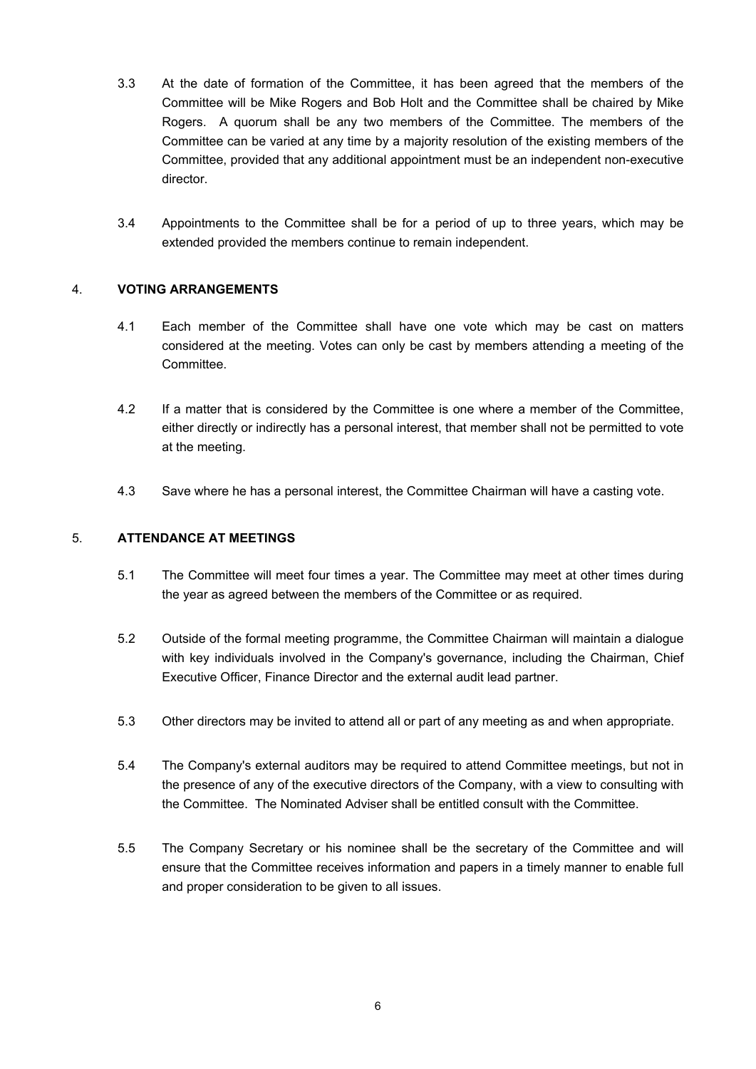3.3 At the date of formation of the Committee, it has been agreed that the members of the Committee will be Mike Rogers and Bob Holt and the Committee shall be chaired by Mike Rogers. A quorum shall be any two members of the Committee. The members of the Committee can be varied at any time by a majority resolution of the existing members of the Committee, provided that any additional appointment must be an independent non-executive director.

3.4 Appointments to the Committee shall be for a period of up to three years, which may be extended provided the members continue to remain independent.

## 4. VOTING ARRANGEMENTS

4.1 Each member of the Committee shall have one vote which may be cast on matters considered at the meeting. Votes can only be cast by members attending a meeting of the Committee.

4.2 If a matter that is considered by the Committee is one where a member of the Committee, either directly or indirectly has a personal interest, that member shall not be permitted to vote at the meeting.

4.3 Save where he has a personal interest, the Committee Chairman will have a casting vote.

## 5. ATTENDANCE AT MEETINGS

5.1 The Committee will meet four times a year. The Committee may meet at other times during the year as agreed between the members of the Committee or as required.

5.2 Outside of the formal meeting programme, the Committee Chairman will maintain a dialogue with key individuals involved in the Company's governance, including the Chairman, Chief Executive Officer, Finance Director and the external audit lead partner.

5.3 Other directors may be invited to attend all or part of any meeting as and when appropriate.

5.4 The Company's external auditors may be required to attend Committee meetings, but not in the presence of any of the executive directors of the Company, with a view to consulting with the Committee. The Nominated Adviser shall be entitled consult with the Committee.

5.5 The Company Secretary or his nominee shall be the secretary of the Committee and will ensure that the Committee receives information and papers in a timely manner to enable full and proper consideration to be given to all issues.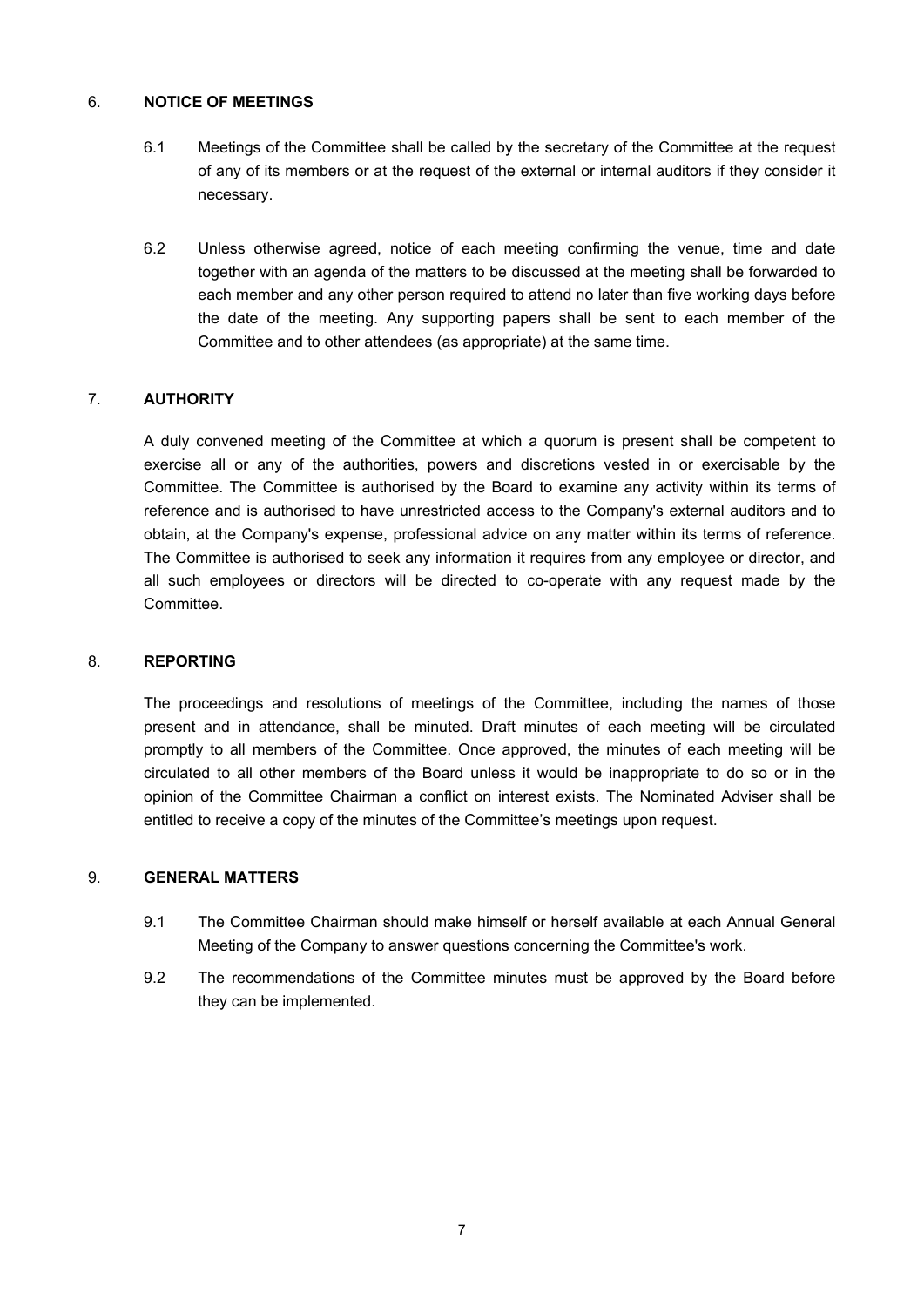## 6. NOTICE OF MEETINGS

6.1 Meetings of the Committee shall be called by the secretary of the Committee at the request of any of its members or at the request of the external or internal auditors if they consider it necessary.

6.2 Unless otherwise agreed, notice of each meeting confirming the venue, time and date together with an agenda of the matters to be discussed at the meeting shall be forwarded to each member and any other person required to attend no later than five working days before the date of the meeting. Any supporting papers shall be sent to each member of the Committee and to other attendees (as appropriate) at the same time.

## 7. AUTHORITY

A duly convened meeting of the Committee at which a quorum is present shall be competent to exercise all or any of the authorities, powers and discretions vested in or exercisable by the Committee. The Committee is authorised by the Board to examine any activity within its terms of reference and is authorised to have unrestricted access to the Company's external auditors and to obtain, at the Company's expense, professional advice on any matter within its terms of reference. The Committee is authorised to seek any information it requires from any employee or director, and all such employees or directors will be directed to co-operate with any request made by the Committee.

## 8. REPORTING

The proceedings and resolutions of meetings of the Committee, including the names of those present and in attendance, shall be minuted. Draft minutes of each meeting will be circulated promptly to all members of the Committee. Once approved, the minutes of each meeting will be circulated to all other members of the Board unless it would be inappropriate to do so or in the opinion of the Committee Chairman a conflict on interest exists. The Nominated Adviser shall be entitled to receive a copy of the minutes of the Committee's meetings upon request.

## 9. GENERAL MATTERS

9.1 The Committee Chairman should make himself or herself available at each Annual General Meeting of the Company to answer questions concerning the Committee's work.

9.2 The recommendations of the Committee minutes must be approved by the Board before they can be implemented.